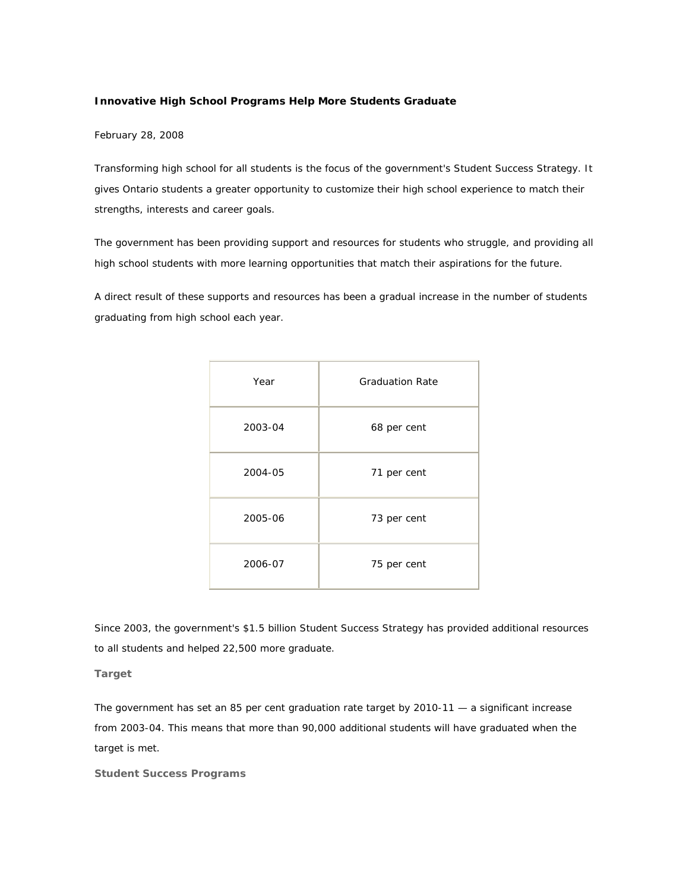# Innovative High School Programs Help More Students Graduate

February 28, 2008

Transforming high school for all students is the focus of the government's Student Success Strategy. It gives Ontario students a greater opportunity to customize their high school experience to match their strengths, interests and career goals.

The government has been providing support and resources for students who struggle, and providing all high school students with more learning opportunities that match their aspirations for the future.

A direct result of these supports and resources has been a gradual increase in the number of students graduating from high school each year.

| Year | Graduation Rate |
| --- | --- |
| 2003-04 | 68 per cent |
| 2004-05 | 71 per cent |
| 2005-06 | 73 per cent |
| 2006-07 | 75 per cent |

Since 2003, the government's $1.5 billion Student Success Strategy has provided additional resources to all students and helped 22,500 more graduate.

## Target

The government has set an 85 per cent graduation rate target by 2010-11 — a significant increase from 2003-04. This means that more than 90,000 additional students will have graduated when the target is met.

## Student Success Programs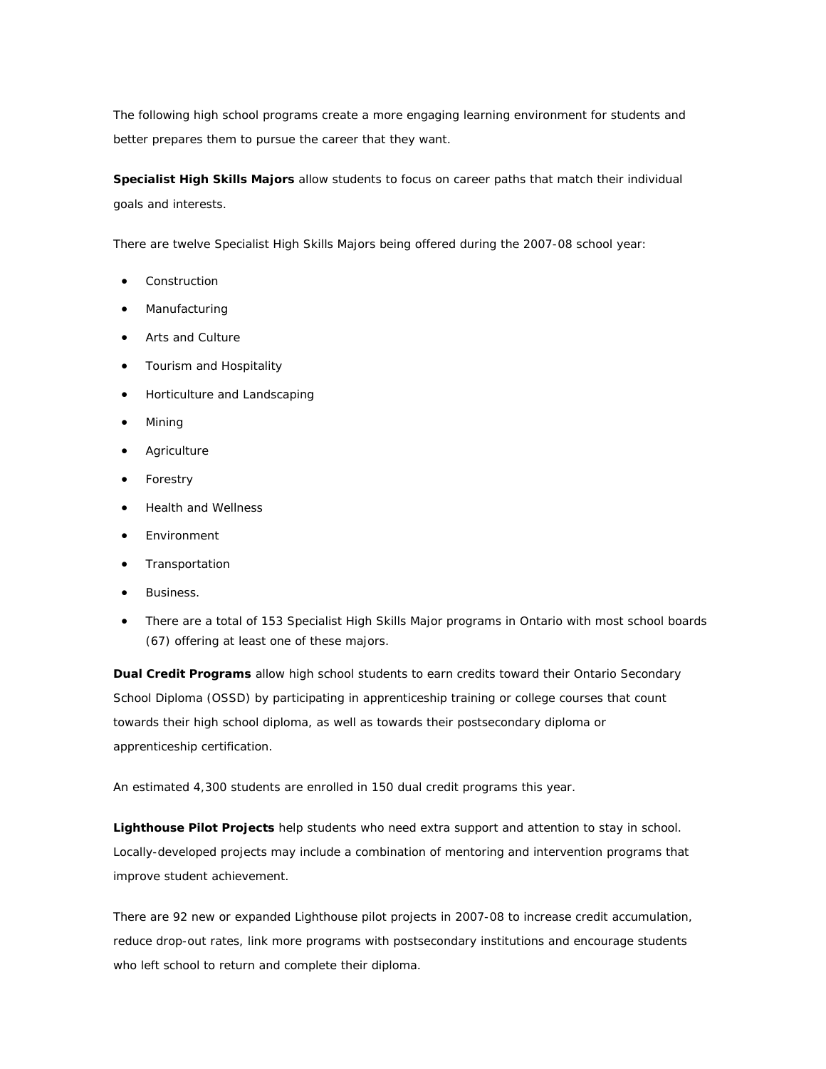The following high school programs create a more engaging learning environment for students and better prepares them to pursue the career that they want.

**Specialist High Skills Majors** allow students to focus on career paths that match their individual goals and interests.

There are twelve Specialist High Skills Majors being offered during the 2007-08 school year:

- Construction
- Manufacturing
- Arts and Culture
- Tourism and Hospitality
- Horticulture and Landscaping
- Mining
- Agriculture
- Forestry
- Health and Wellness
- Environment
- Transportation
- Business.
- There are a total of 153 Specialist High Skills Major programs in Ontario with most school boards (67) offering at least one of these majors.

**Dual Credit Programs** allow high school students to earn credits toward their Ontario Secondary School Diploma (OSSD) by participating in apprenticeship training or college courses that count towards their high school diploma, as well as towards their postsecondary diploma or apprenticeship certification.

An estimated 4,300 students are enrolled in 150 dual credit programs this year.

**Lighthouse Pilot Projects** help students who need extra support and attention to stay in school. Locally-developed projects may include a combination of mentoring and intervention programs that improve student achievement.

There are 92 new or expanded Lighthouse pilot projects in 2007-08 to increase credit accumulation, reduce drop-out rates, link more programs with postsecondary institutions and encourage students who left school to return and complete their diploma.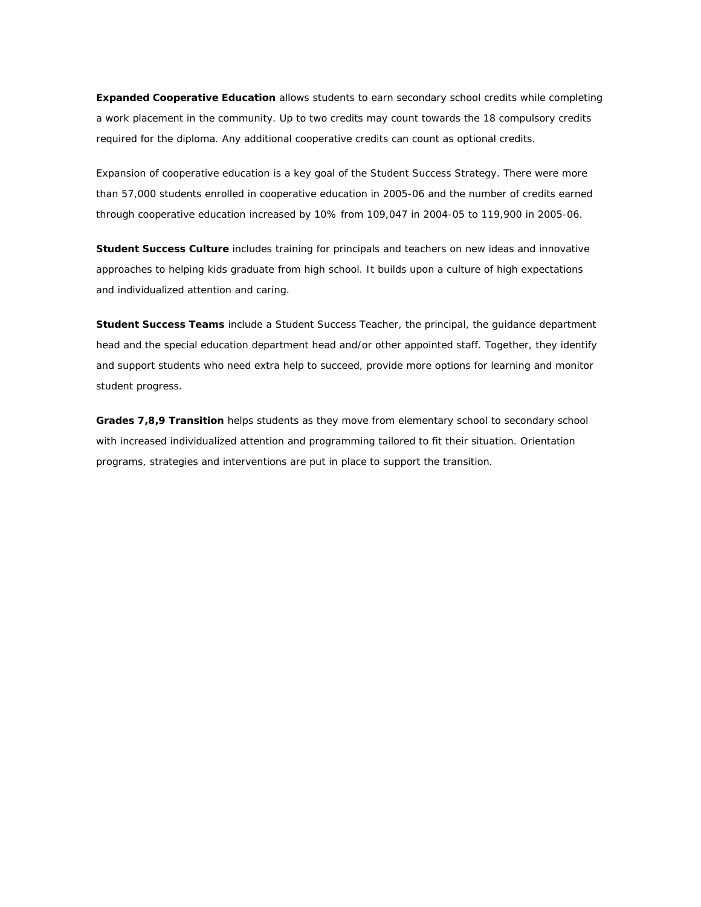**Expanded Cooperative Education** allows students to earn secondary school credits while completing a work placement in the community. Up to two credits may count towards the 18 compulsory credits required for the diploma. Any additional cooperative credits can count as optional credits.

Expansion of cooperative education is a key goal of the Student Success Strategy. There were more than 57,000 students enrolled in cooperative education in 2005-06 and the number of credits earned through cooperative education increased by 10% from 109,047 in 2004-05 to 119,900 in 2005-06.

**Student Success Culture** includes training for principals and teachers on new ideas and innovative approaches to helping kids graduate from high school. It builds upon a culture of high expectations and individualized attention and caring.

**Student Success Teams** include a Student Success Teacher, the principal, the guidance department head and the special education department head and/or other appointed staff. Together, they identify and support students who need extra help to succeed, provide more options for learning and monitor student progress.

**Grades 7,8,9 Transition** helps students as they move from elementary school to secondary school with increased individualized attention and programming tailored to fit their situation. Orientation programs, strategies and interventions are put in place to support the transition.